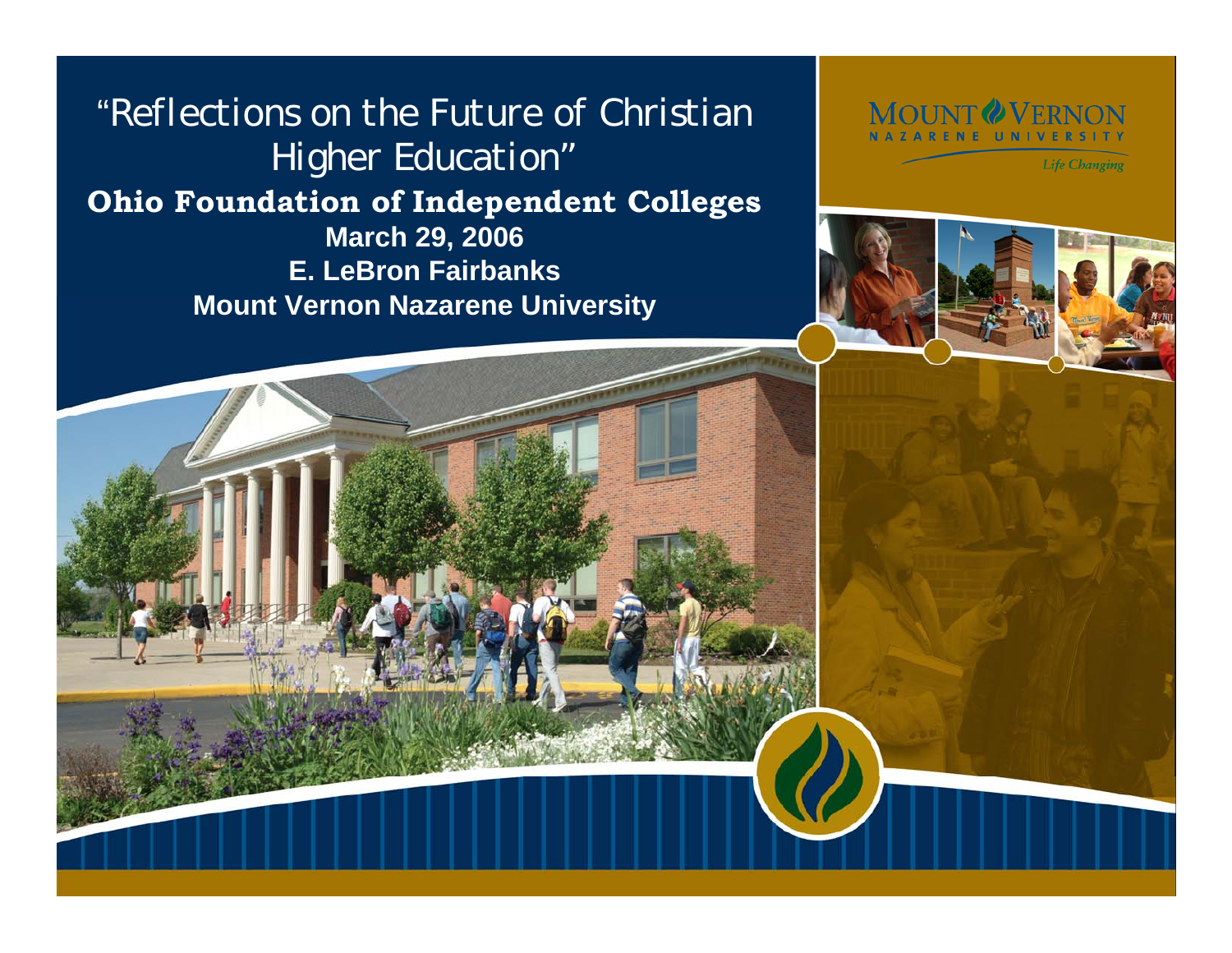# "Reflections on the Future of Christian Higher Education"

**Ohio Foundation of Independent Colleges**

**March 29, 2006**

**E. LeBron Fairbanks**

**Mount Vernon Nazarene University**

MOUNT VERNON NAZARENE UNIVERSITY

*Life Changing*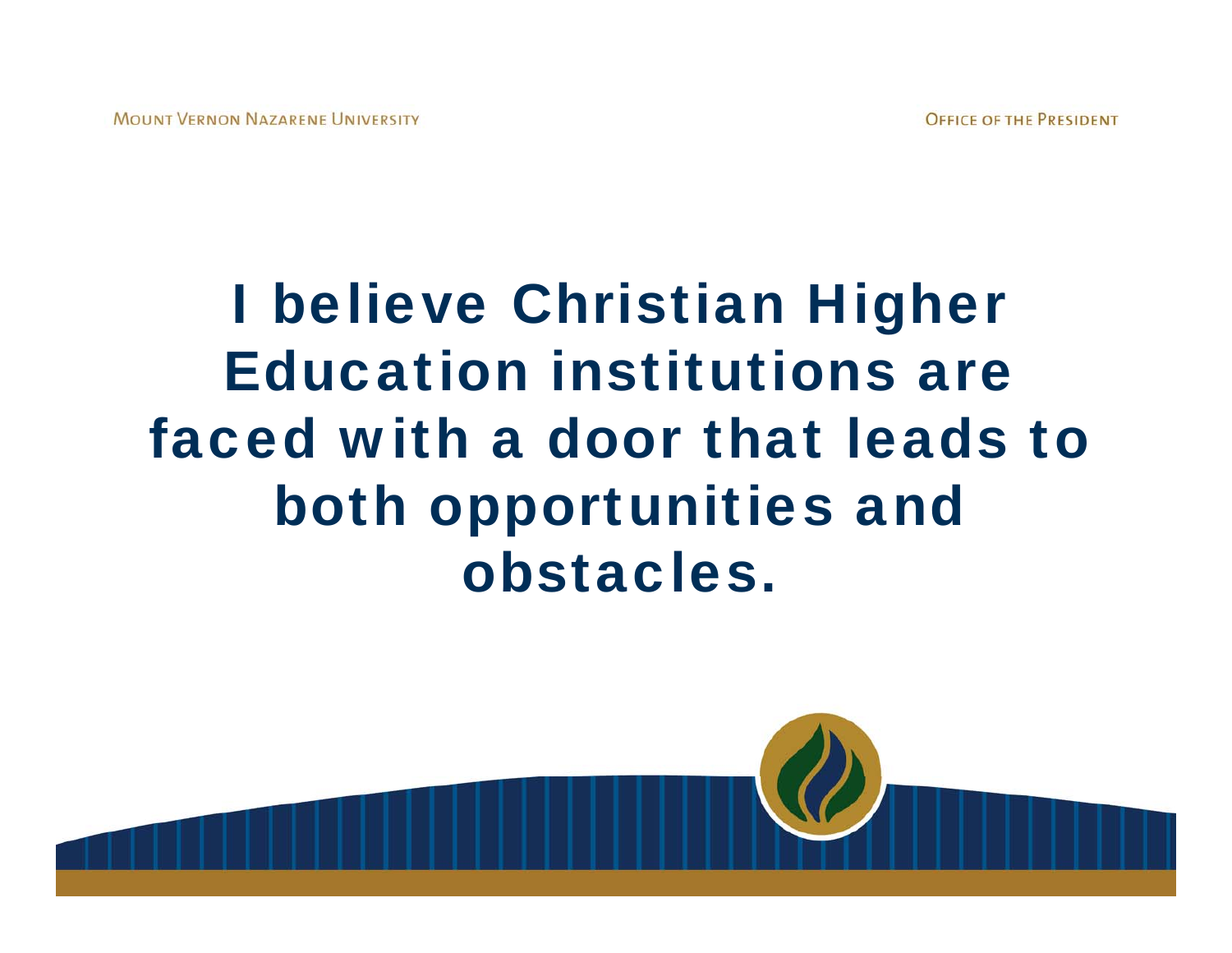I believe Christian Higher Education institutions are faced with a door that leads to both opportunities and obstacles.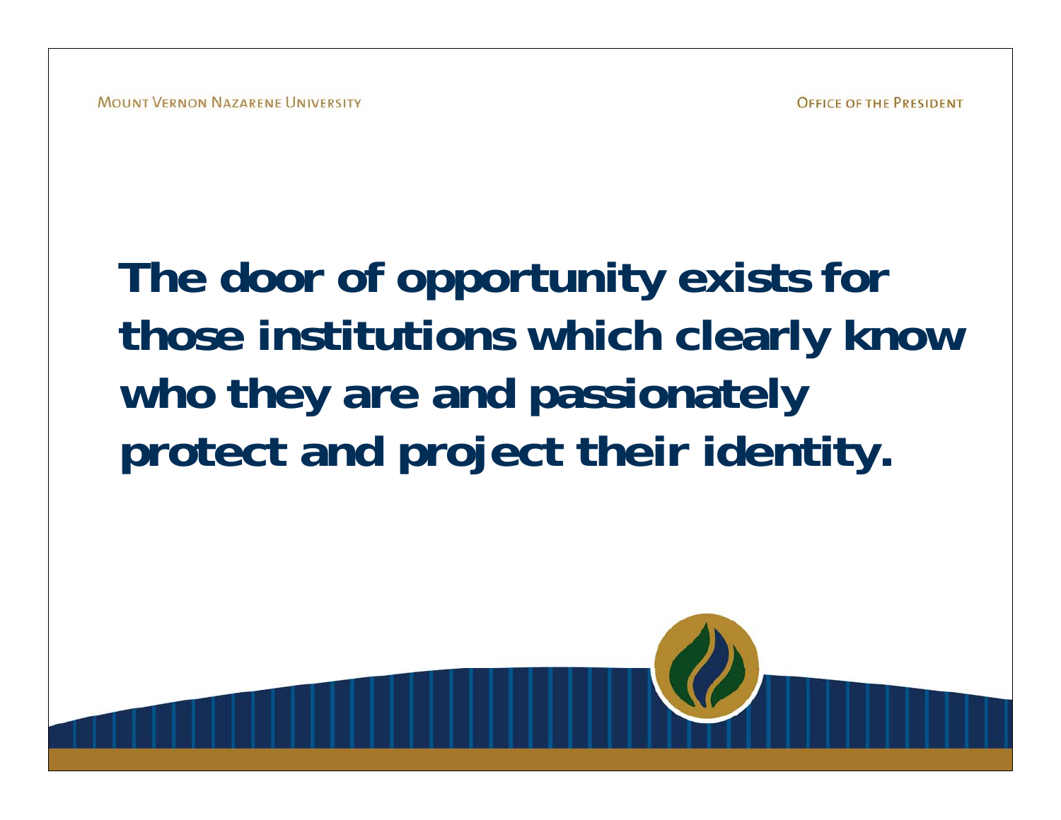**The door of opportunity exists for those institutions which clearly know who they are and passionately protect and project their identity.**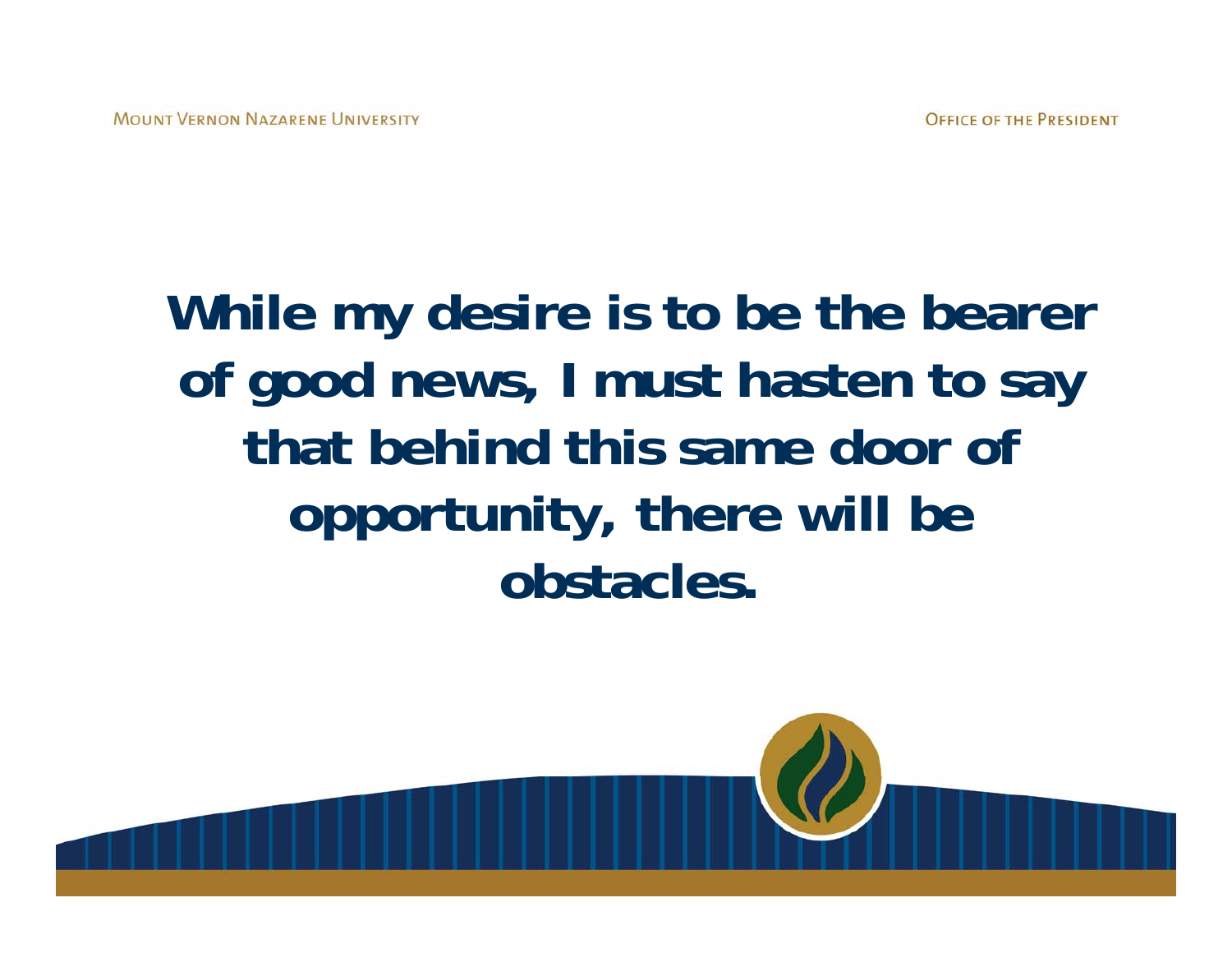**While my desire is to be the bearer of good news, I must hasten to say that behind this same door of opportunity, there will be obstacles.**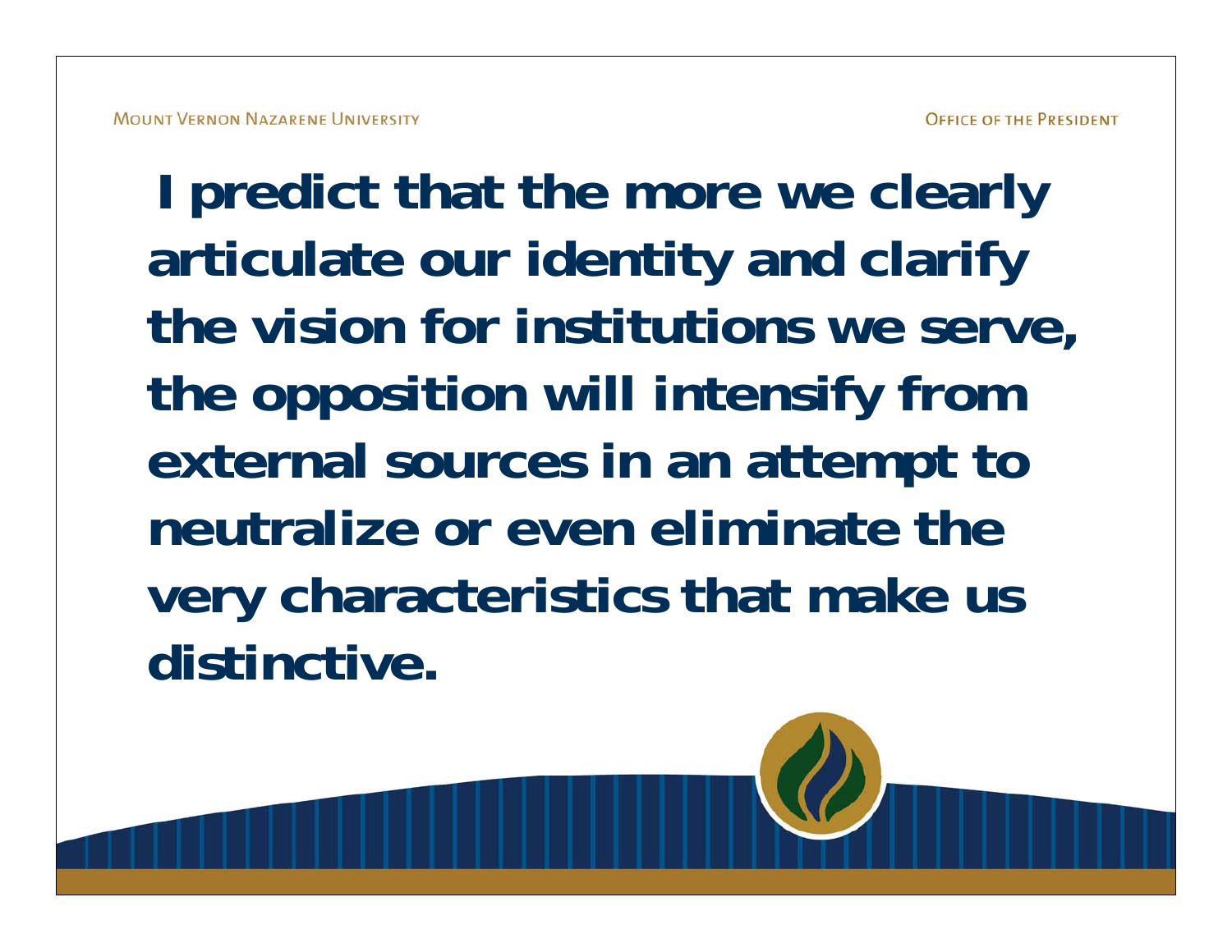**I predict that the more we clearly articulate our identity and clarify the vision for institutions we serve, the opposition will intensify from external sources in an attempt to neutralize or even eliminate the very characteristics that make us distinctive.**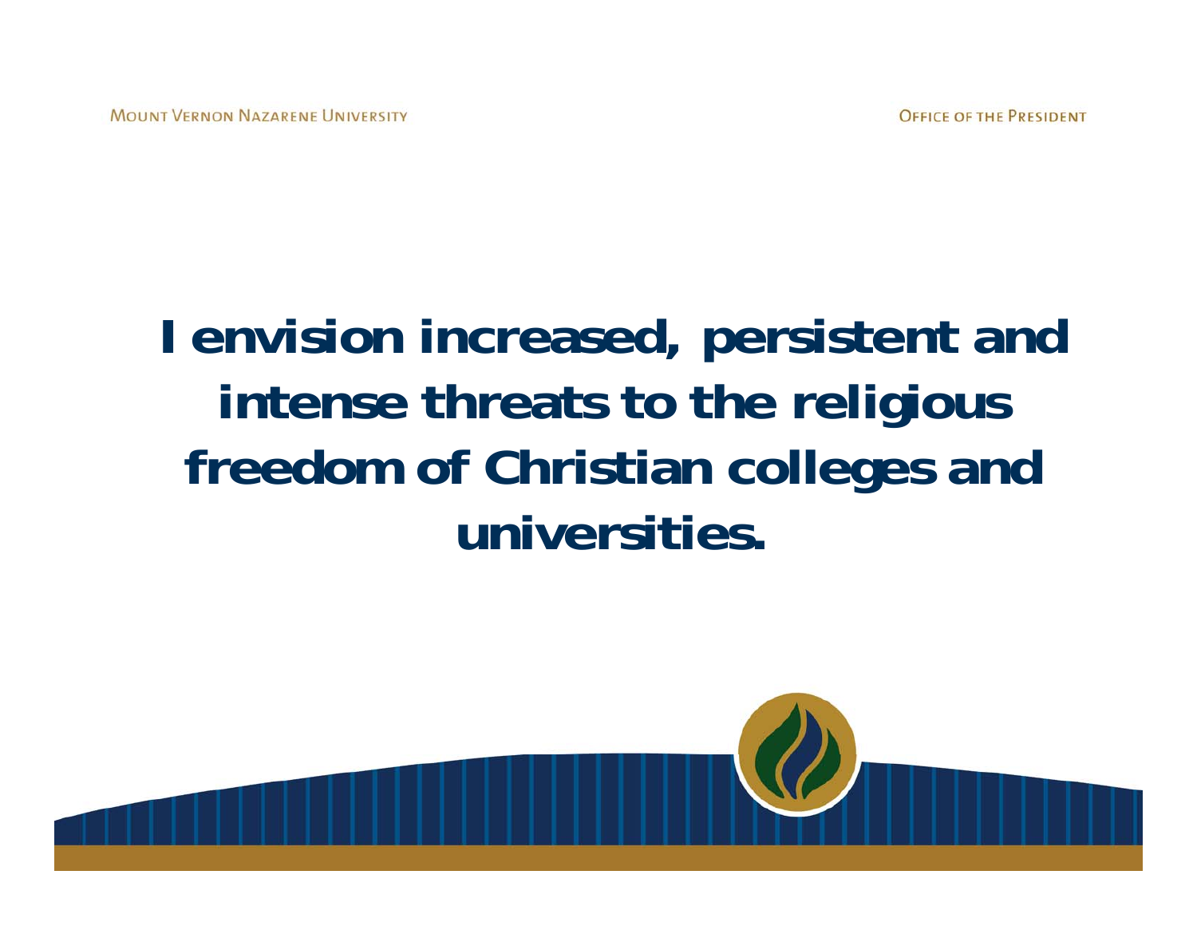**I envision increased, persistent and intense threats to the religious freedom of Christian colleges and universities.**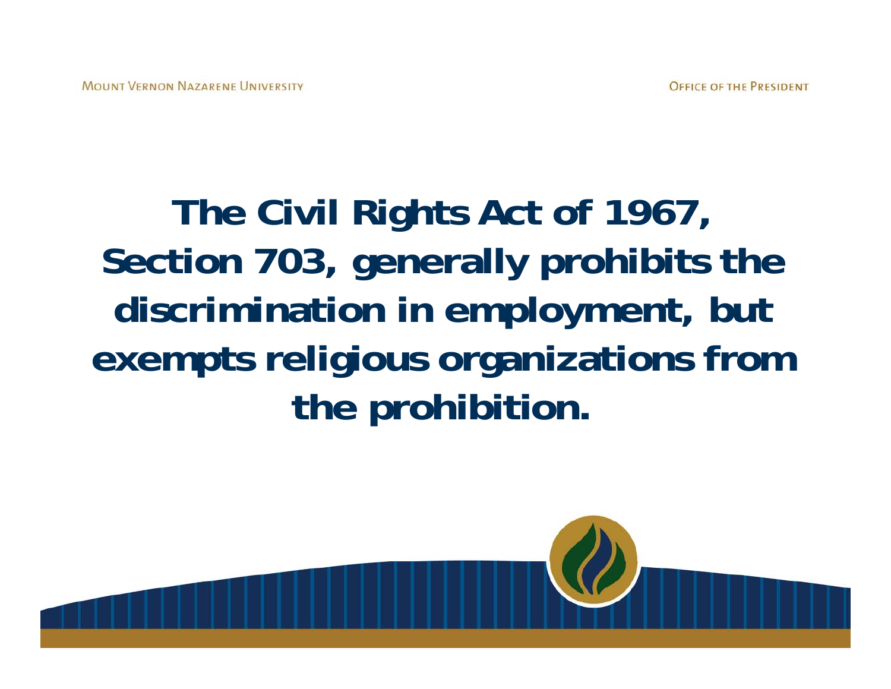**The Civil Rights Act of 1967, Section 703, generally prohibits the discrimination in employment, but exempts religious organizations from the prohibition.**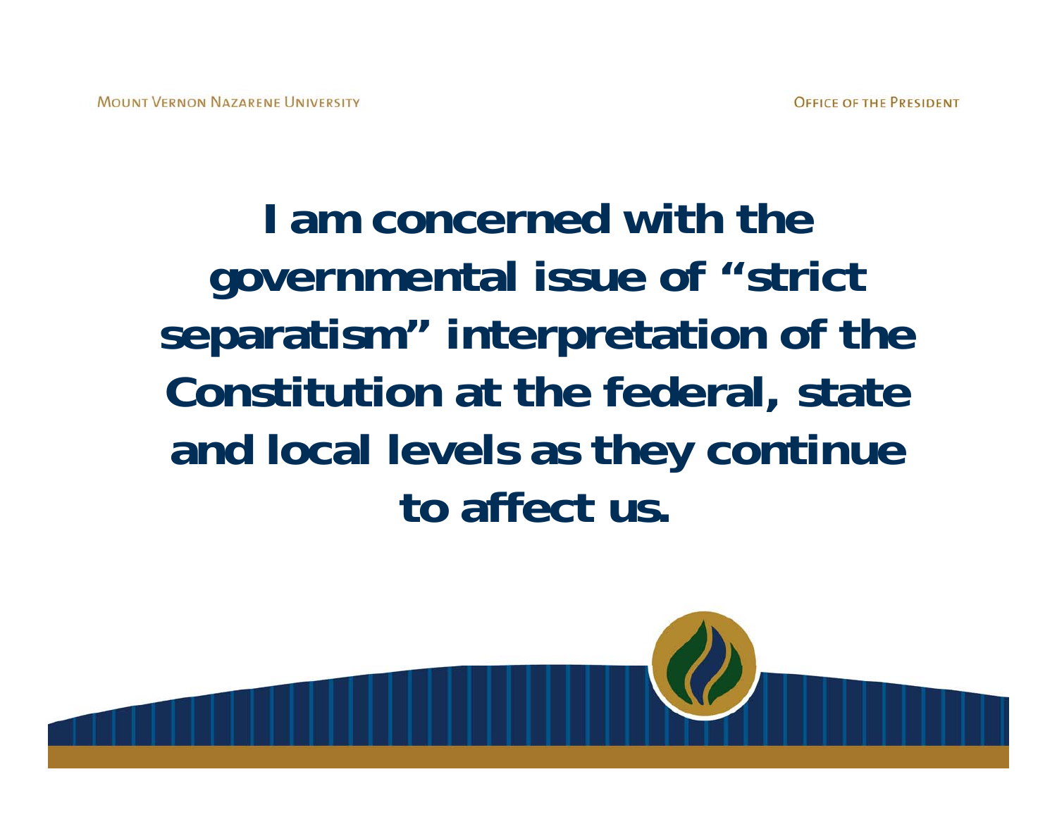**I am concerned with the governmental issue of "strict separatism" interpretation of the Constitution at the federal, state and local levels as they continue to affect us.**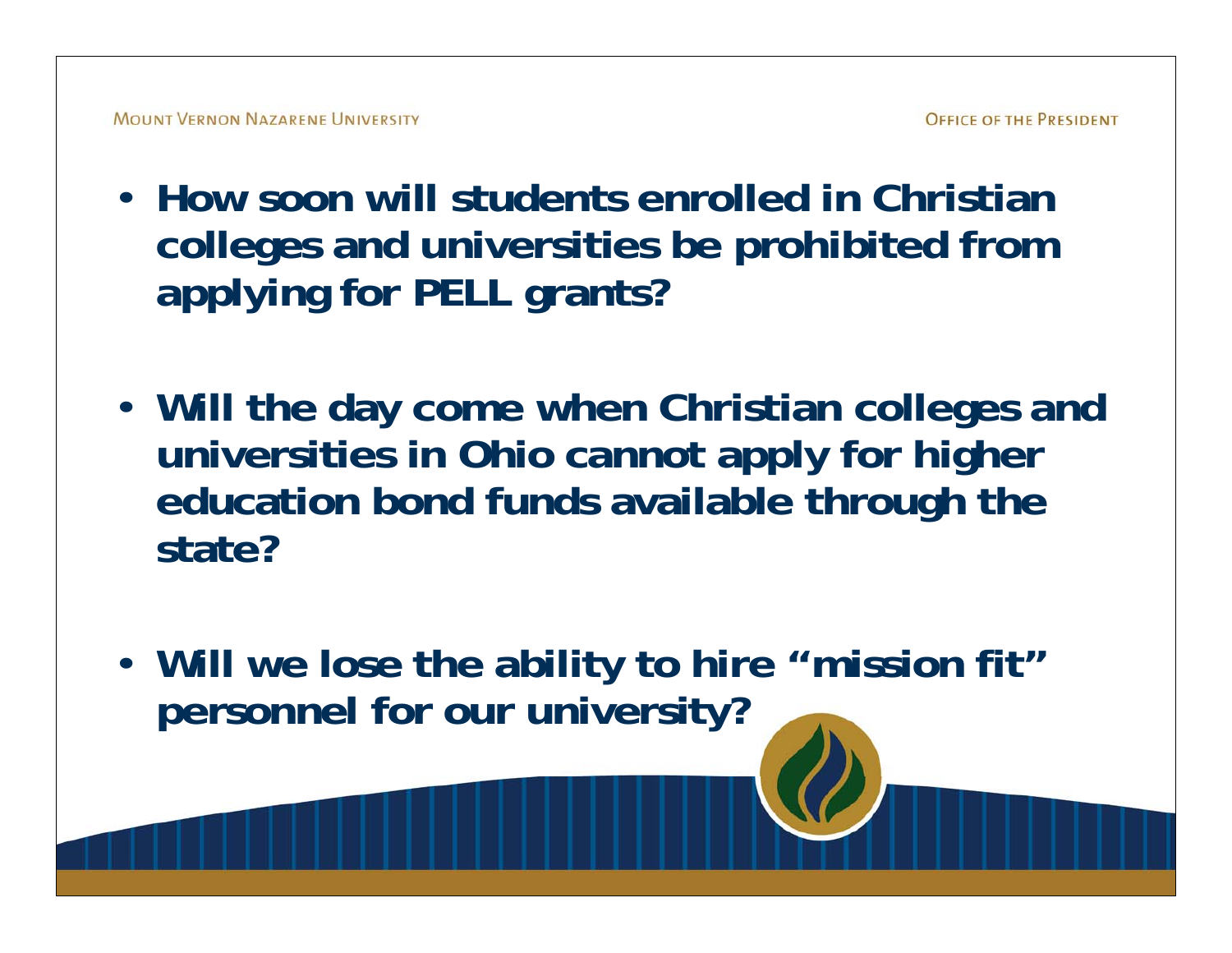- **How soon will students enrolled in Christian colleges and universities be prohibited from applying for PELL grants?**

- **Will the day come when Christian colleges and universities in Ohio cannot apply for higher education bond funds available through the state?**

- **Will we lose the ability to hire "mission fit" personnel for our university?**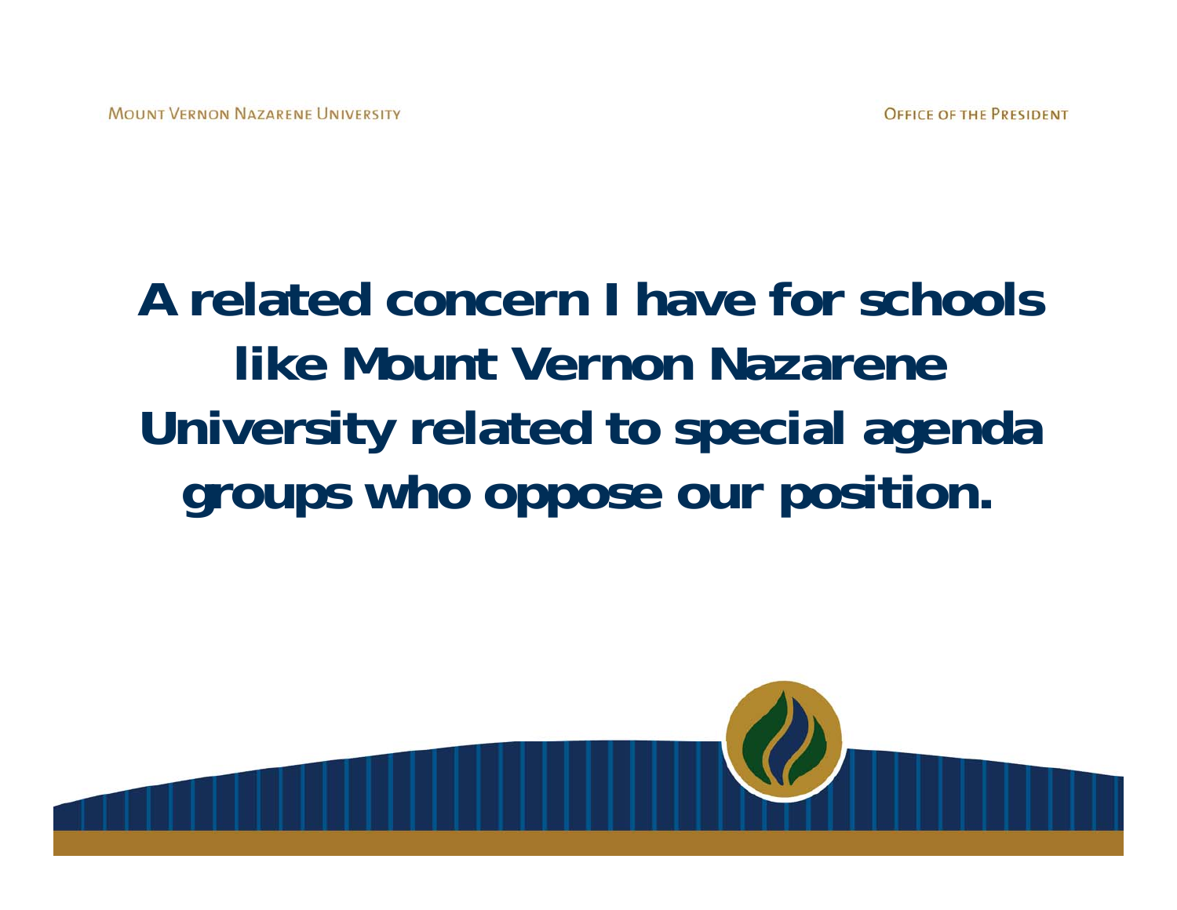# A related concern I have for schools like Mount Vernon Nazarene University related to special agenda groups who oppose our position.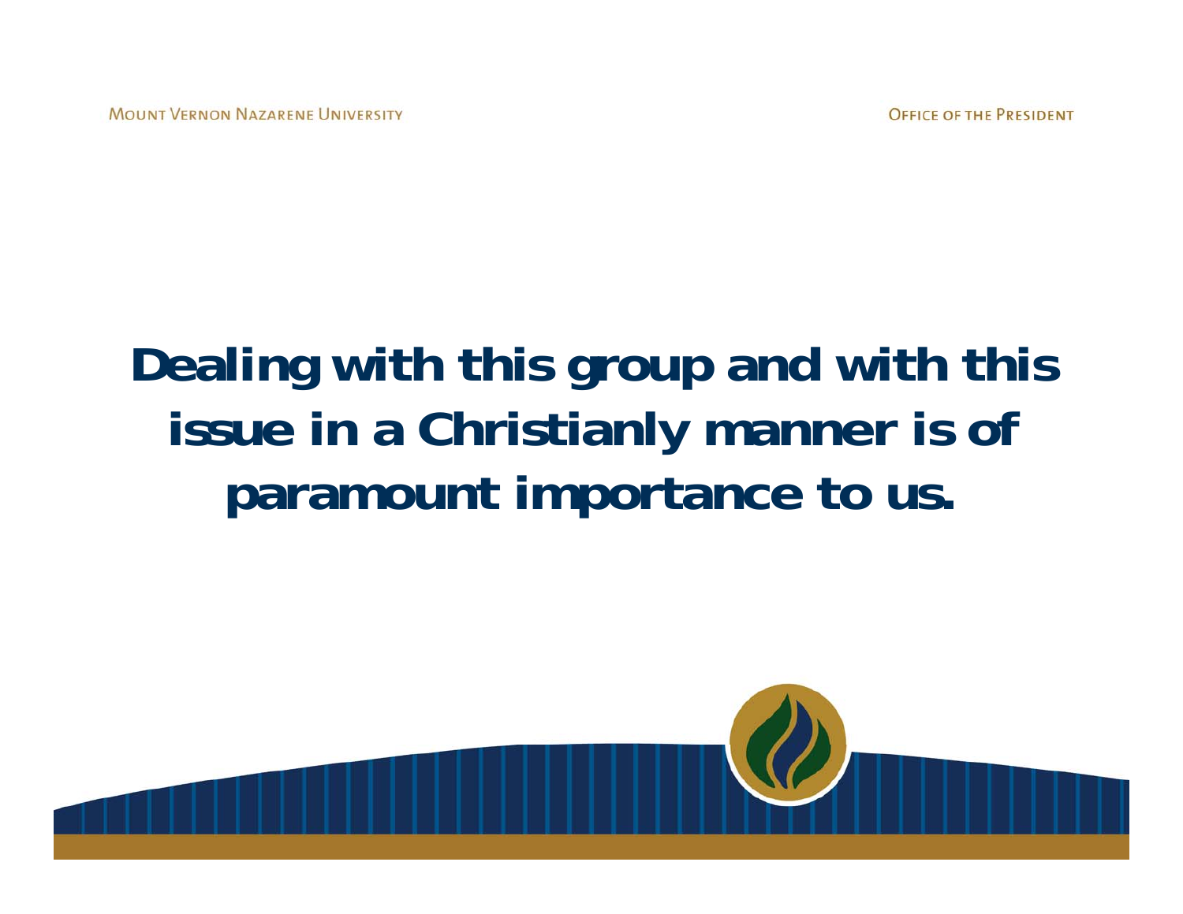**Dealing with this group and with this issue in a Christianly manner is of paramount importance to us.**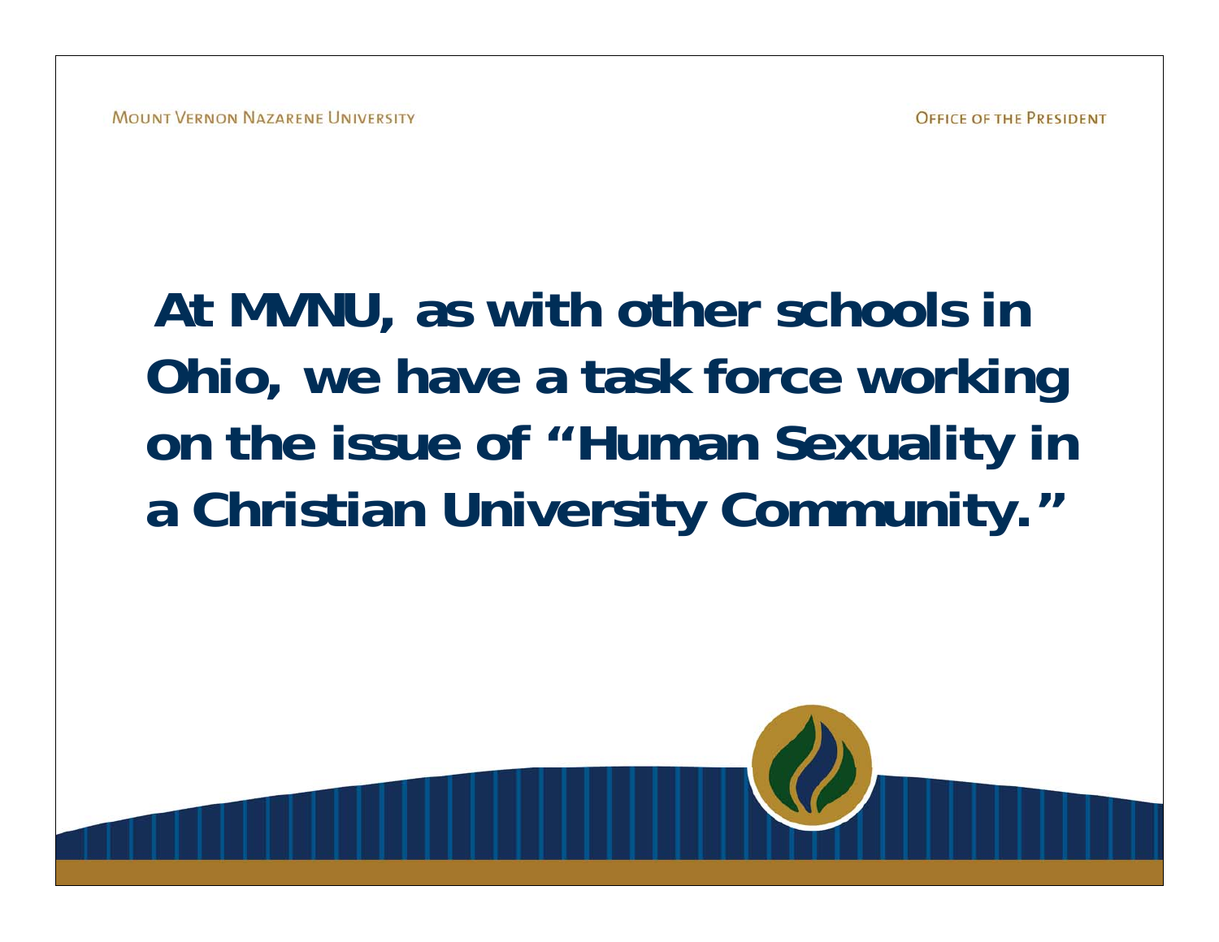**At MVNU, as with other schools in Ohio, we have a task force working on the issue of "Human Sexuality in a Christian University Community."**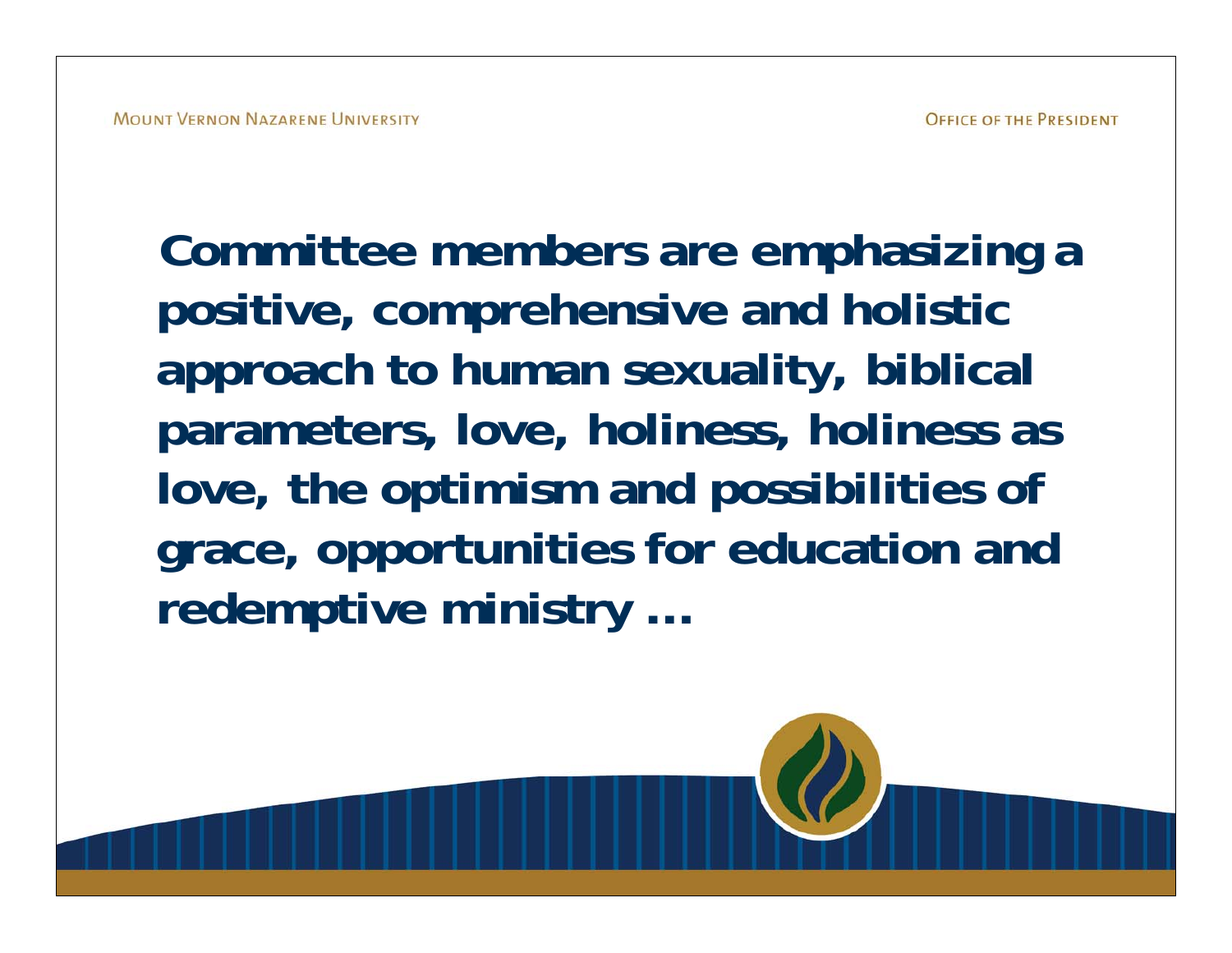**Committee members are emphasizing a positive, comprehensive and holistic approach to human sexuality, biblical parameters, love, holiness, holiness as love, the optimism and possibilities of grace, opportunities for education and redemptive ministry …**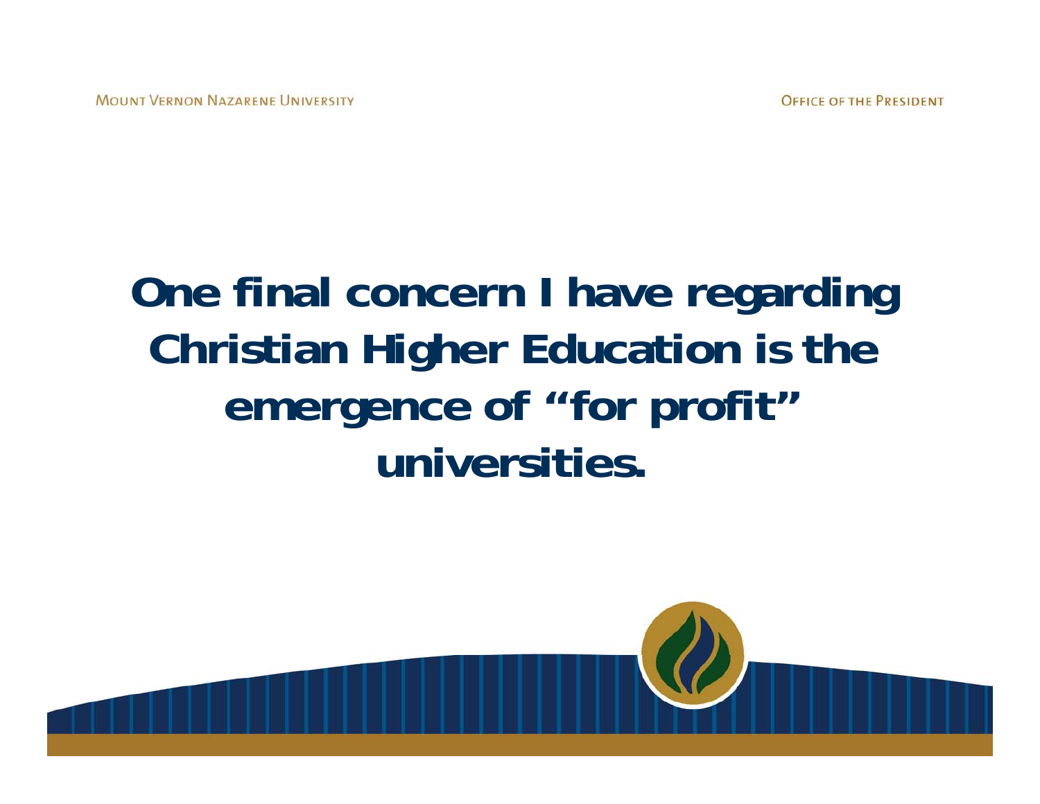**One final concern I have regarding Christian Higher Education is the emergence of "for profit" universities.**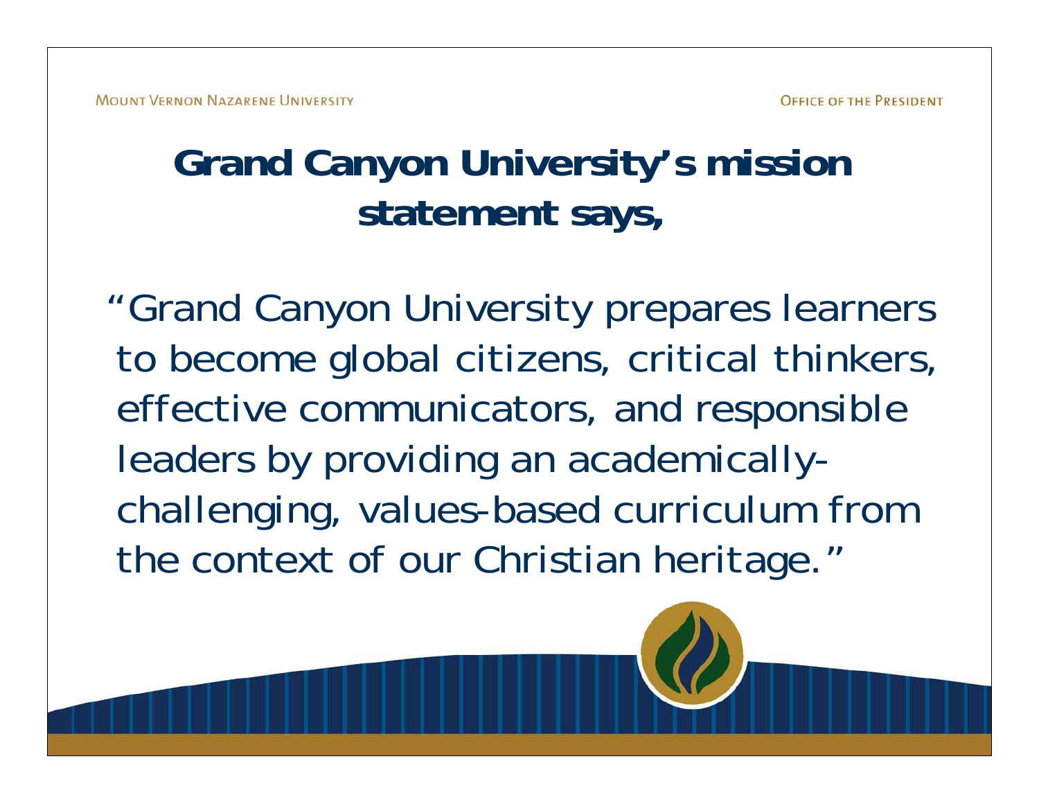# Grand Canyon University's mission statement says,

"Grand Canyon University prepares learners to become global citizens, critical thinkers, effective communicators, and responsible leaders by providing an academically-challenging, values-based curriculum from the context of our Christian heritage."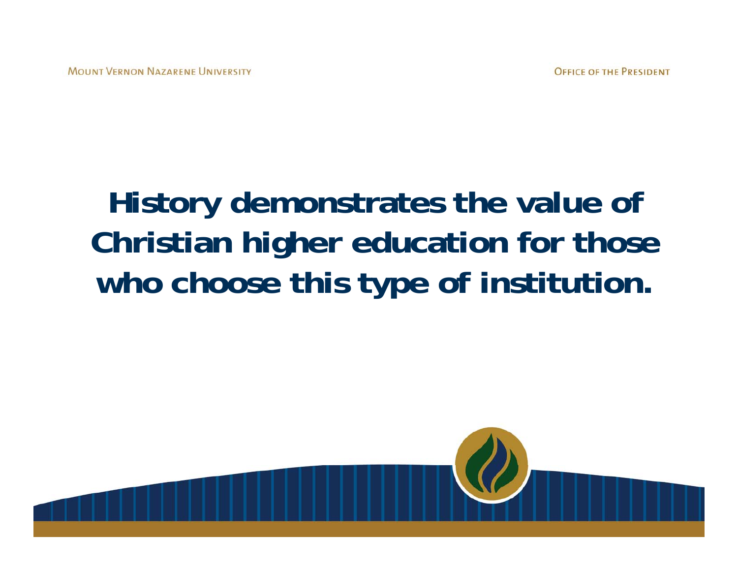**History demonstrates the value of Christian higher education for those who choose this type of institution.**